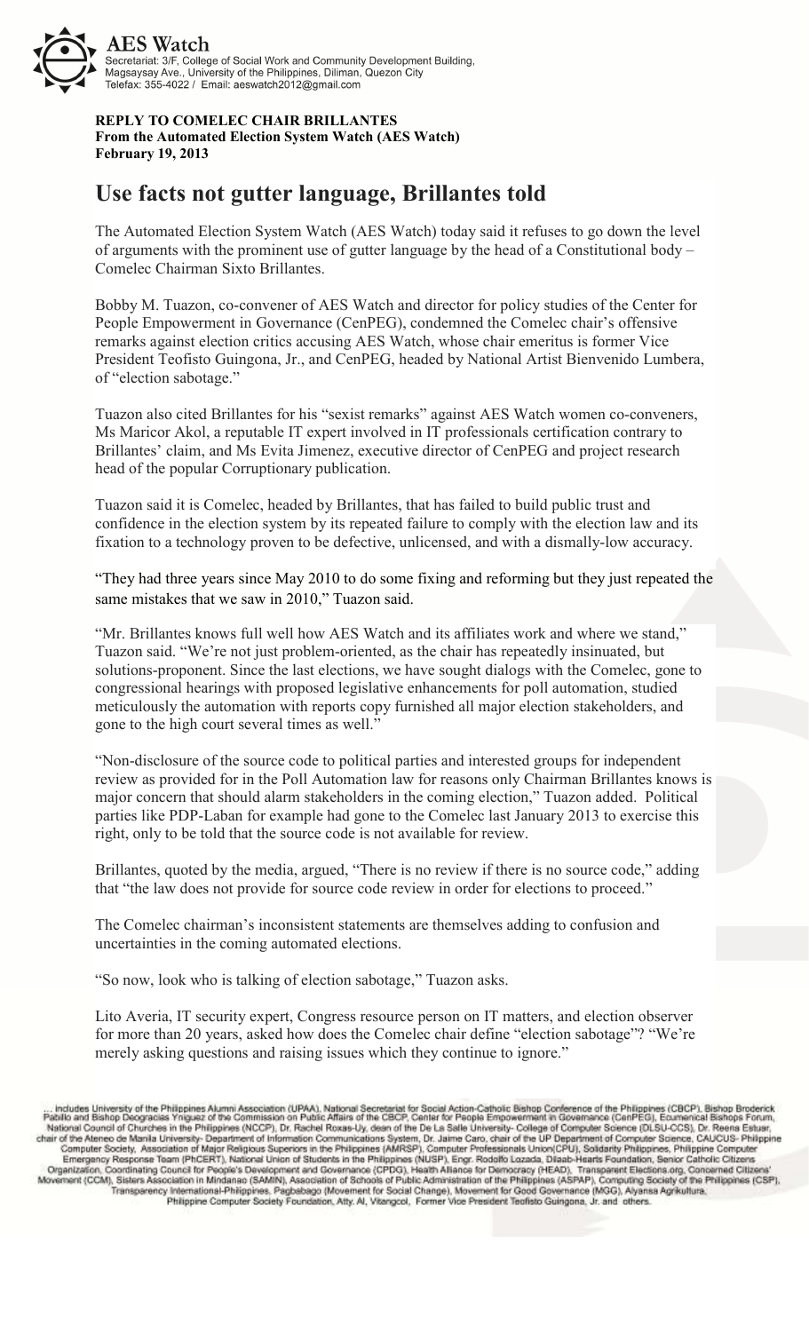**AES Watch**
Secretariat: 3/F, College of Social Work and Community Development Building, Magsaysay Ave., University of the Philippines, Diliman, Quezon City
Telefax: 355-4022 / Email: aeswatch2012@gmail.com

**REPLY TO COMELEC CHAIR BRILLANTES**
**From the Automated Election System Watch (AES Watch)**
**February 19, 2013**

# Use facts not gutter language, Brillantes told

The Automated Election System Watch (AES Watch) today said it refuses to go down the level of arguments with the prominent use of gutter language by the head of a Constitutional body – Comelec Chairman Sixto Brillantes.

Bobby M. Tuazon, co-convener of AES Watch and director for policy studies of the Center for People Empowerment in Governance (CenPEG), condemned the Comelec chair's offensive remarks against election critics accusing AES Watch, whose chair emeritus is former Vice President Teofisto Guingona, Jr., and CenPEG, headed by National Artist Bienvenido Lumbera, of "election sabotage."

Tuazon also cited Brillantes for his "sexist remarks" against AES Watch women co-conveners, Ms Maricor Akol, a reputable IT expert involved in IT professionals certification contrary to Brillantes' claim, and Ms Evita Jimenez, executive director of CenPEG and project research head of the popular Corruptionary publication.

Tuazon said it is Comelec, headed by Brillantes, that has failed to build public trust and confidence in the election system by its repeated failure to comply with the election law and its fixation to a technology proven to be defective, unlicensed, and with a dismally-low accuracy.

"They had three years since May 2010 to do some fixing and reforming but they just repeated the same mistakes that we saw in 2010," Tuazon said.

"Mr. Brillantes knows full well how AES Watch and its affiliates work and where we stand," Tuazon said. "We're not just problem-oriented, as the chair has repeatedly insinuated, but solutions-proponent. Since the last elections, we have sought dialogs with the Comelec, gone to congressional hearings with proposed legislative enhancements for poll automation, studied meticulously the automation with reports copy furnished all major election stakeholders, and gone to the high court several times as well."

"Non-disclosure of the source code to political parties and interested groups for independent review as provided for in the Poll Automation law for reasons only Chairman Brillantes knows is major concern that should alarm stakeholders in the coming election," Tuazon added. Political parties like PDP-Laban for example had gone to the Comelec last January 2013 to exercise this right, only to be told that the source code is not available for review.

Brillantes, quoted by the media, argued, "There is no review if there is no source code," adding that "the law does not provide for source code review in order for elections to proceed."

The Comelec chairman's inconsistent statements are themselves adding to confusion and uncertainties in the coming automated elections.

"So now, look who is talking of election sabotage," Tuazon asks.

Lito Averia, IT security expert, Congress resource person on IT matters, and election observer for more than 20 years, asked how does the Comelec chair define "election sabotage"? "We're merely asking questions and raising issues which they continue to ignore."

... includes University of the Philippines Alumni Association (UPAA), National Secretariat for Social Action-Catholic Bishop Conference of the Philippines (CBCP), Bishop Broderick Pabillo and Bishop Deogracias Yniguez of the Commission on Public Affairs of the CBCP, Center for People Empowerment in Governance (CenPEG), Ecumenical Bishops Forum, National Council of Churches in the Philippines (NCCP), Dr. Rachel Roxas-Uy, dean of the De La Salle University- College of Computer Science (DLSU-CCS), Dr. Reena Estuar, chair of the Ateneo de Manila University- Department of Information Communications System, Dr. Jaime Caro, chair of the UP Department of Computer Science, CAUCUS- Philippine Computer Society, Association of Major Religious Superiors in the Philippines (AMRSP), Computer Professionals Union(CPU), Solidarity Philippines, Philippine Computer Emergency Response Team (PhCERT), National Union of Students in the Philippines (NUSP), Engr. Rodolfo Lozada, Dilaab-Hearts Foundation, Senior Catholic Citizens Organization, Coordinating Council for People's Development and Governance (CPDG), Health Alliance for Democracy (HEAD), Transparent Elections.org, Concerned Citizens' Movement (CCM), Sisters Association in Mindanao (SAMIN), Association of Schools of Public Administration of the Philippines (ASPAP), Computing Society of the Philippines (CSP), Transparency International-Philippines, Pagbabago (Movement for Social Change), Movement for Good Governance (MGG), Alyansa Agrikultura, Philippine Computer Society Foundation, Atty. Al, Vitangcol, Former Vice President Teofisto Guingona, Jr. and others.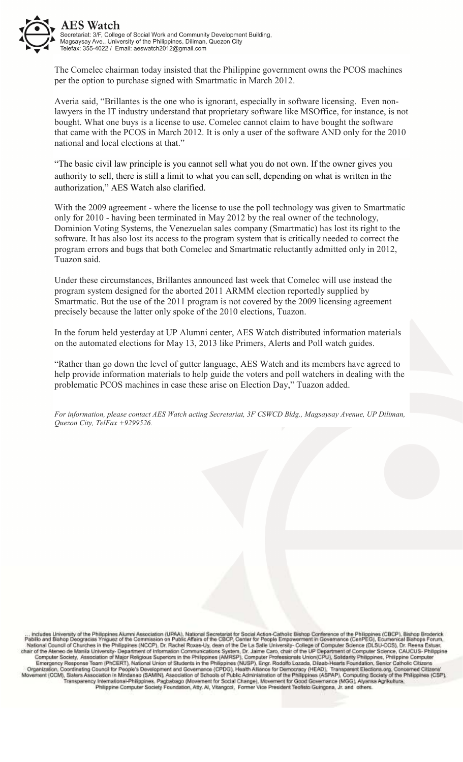The Comelec chairman today insisted that the Philippine government owns the PCOS machines per the option to purchase signed with Smartmatic in March 2012.

Averia said, "Brillantes is the one who is ignorant, especially in software licensing. Even non-lawyers in the IT industry understand that proprietary software like MSOffice, for instance, is not bought. What one buys is a license to use. Comelec cannot claim to have bought the software that came with the PCOS in March 2012. It is only a user of the software AND only for the 2010 national and local elections at that."

"The basic civil law principle is you cannot sell what you do not own. If the owner gives you authority to sell, there is still a limit to what you can sell, depending on what is written in the authorization," AES Watch also clarified.

With the 2009 agreement - where the license to use the poll technology was given to Smartmatic only for 2010 - having been terminated in May 2012 by the real owner of the technology, Dominion Voting Systems, the Venezuelan sales company (Smartmatic) has lost its right to the software. It has also lost its access to the program system that is critically needed to correct the program errors and bugs that both Comelec and Smartmatic reluctantly admitted only in 2012, Tuazon said.

Under these circumstances, Brillantes announced last week that Comelec will use instead the program system designed for the aborted 2011 ARMM election reportedly supplied by Smartmatic. But the use of the 2011 program is not covered by the 2009 licensing agreement precisely because the latter only spoke of the 2010 elections, Tuazon.

In the forum held yesterday at UP Alumni center, AES Watch distributed information materials on the automated elections for May 13, 2013 like Primers, Alerts and Poll watch guides.

"Rather than go down the level of gutter language, AES Watch and its members have agreed to help provide information materials to help guide the voters and poll watchers in dealing with the problematic PCOS machines in case these arise on Election Day," Tuazon added.

*For information, please contact AES Watch acting Secretariat, 3F CSWCD Bldg., Magsaysay Avenue, UP Diliman, Quezon City, TelFax +9299526.*

... includes University of the Philippines Alumni Association (UPAA), National Secretariat for Social Action-Catholic Bishop Conference of the Philippines (CBCP), Bishop Broderick Pabillo and Bishop Deogracias Yniguez of the Commission on Public Affairs of the CBCP, Center for People Empowerment in Governance (CenPEG), Ecumenical Bishops Forum, National Council of Churches in the Philippines (NCCP), Dr. Rachel Roxas-Uy, dean of the De La Salle University- College of Computer Science (DLSU-CCS), Dr. Reena Estuar, chair of the Ateneo de Manila University- Department of Information Communications System, Dr. Jaime Caro, chair of the UP Department of Computer Science, CAUCUS- Philippine Computer Society, Association of Major Religious Superiors in the Philippines (AMRSP), Computer Professionals Union(CPU), Solidarity Philippines, Philippine Computer Emergency Response Team (PhCERT), National Union of Students in the Philippines (NUSP), Engr. Rodolfo Lozada, Dilaab-Hearts Foundation, Senior Catholic Citizens Organization, Coordinating Council for People's Development and Governance (CPDG), Health Alliance for Democracy (HEAD), Transparent Elections.org, Concerned Citizens' Movement (CCM), Sisters Association in Mindanao (SAMIN), Association of Schools of Public Administration of the Philippines (ASPAP), Computing Society of the Philippines (CSP), Transparency International-Philippines, Pagbabago (Movement for Social Change), Movement for Good Governance (MGG), Alyansa Agrikultura, Philippine Computer Society Foundation, Atty. Al, Vitangcol, Former Vice President Teofisto Guingona, Jr. and others.